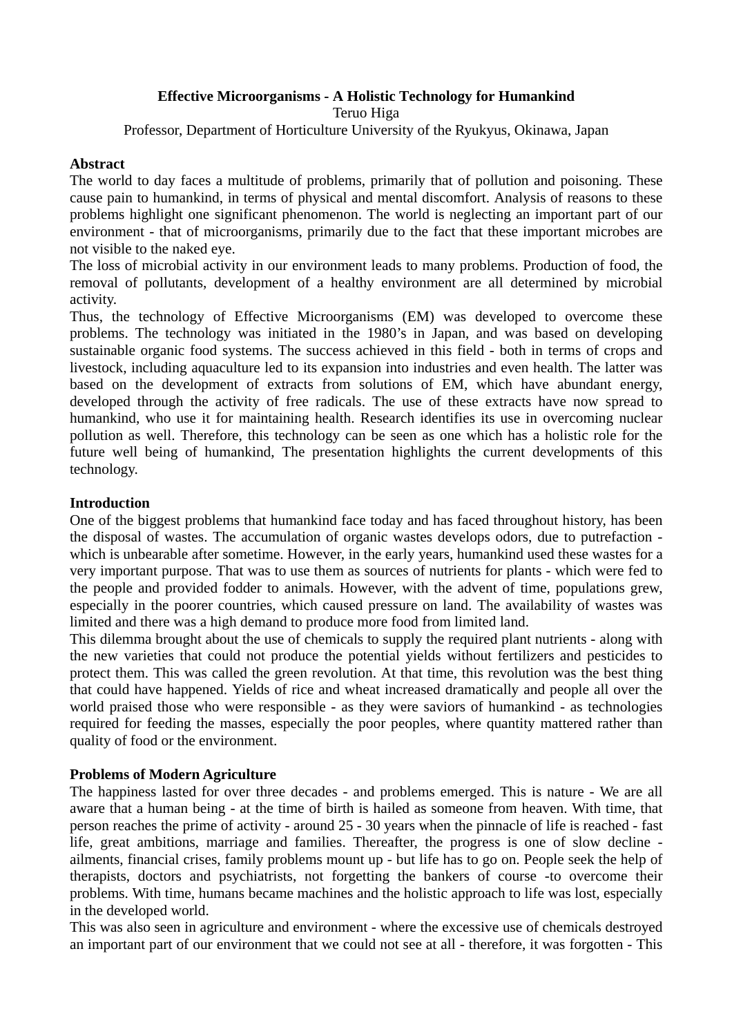**Effective Microorganisms - A Holistic Technology for Humankind**

Teruo Higa

Professor, Department of Horticulture University of the Ryukyus, Okinawa, Japan

## Abstract

The world to day faces a multitude of problems, primarily that of pollution and poisoning. These cause pain to humankind, in terms of physical and mental discomfort. Analysis of reasons to these problems highlight one significant phenomenon. The world is neglecting an important part of our environment - that of microorganisms, primarily due to the fact that these important microbes are not visible to the naked eye.

The loss of microbial activity in our environment leads to many problems. Production of food, the removal of pollutants, development of a healthy environment are all determined by microbial activity.

Thus, the technology of Effective Microorganisms (EM) was developed to overcome these problems. The technology was initiated in the 1980's in Japan, and was based on developing sustainable organic food systems. The success achieved in this field - both in terms of crops and livestock, including aquaculture led to its expansion into industries and even health. The latter was based on the development of extracts from solutions of EM, which have abundant energy, developed through the activity of free radicals. The use of these extracts have now spread to humankind, who use it for maintaining health. Research identifies its use in overcoming nuclear pollution as well. Therefore, this technology can be seen as one which has a holistic role for the future well being of humankind, The presentation highlights the current developments of this technology.

## Introduction

One of the biggest problems that humankind face today and has faced throughout history, has been the disposal of wastes. The accumulation of organic wastes develops odors, due to putrefaction - which is unbearable after sometime. However, in the early years, humankind used these wastes for a very important purpose. That was to use them as sources of nutrients for plants - which were fed to the people and provided fodder to animals. However, with the advent of time, populations grew, especially in the poorer countries, which caused pressure on land. The availability of wastes was limited and there was a high demand to produce more food from limited land.

This dilemma brought about the use of chemicals to supply the required plant nutrients - along with the new varieties that could not produce the potential yields without fertilizers and pesticides to protect them. This was called the green revolution. At that time, this revolution was the best thing that could have happened. Yields of rice and wheat increased dramatically and people all over the world praised those who were responsible - as they were saviors of humankind - as technologies required for feeding the masses, especially the poor peoples, where quantity mattered rather than quality of food or the environment.

## Problems of Modern Agriculture

The happiness lasted for over three decades - and problems emerged. This is nature - We are all aware that a human being - at the time of birth is hailed as someone from heaven. With time, that person reaches the prime of activity - around 25 - 30 years when the pinnacle of life is reached - fast life, great ambitions, marriage and families. Thereafter, the progress is one of slow decline - ailments, financial crises, family problems mount up - but life has to go on. People seek the help of therapists, doctors and psychiatrists, not forgetting the bankers of course -to overcome their problems. With time, humans became machines and the holistic approach to life was lost, especially in the developed world.

This was also seen in agriculture and environment - where the excessive use of chemicals destroyed an important part of our environment that we could not see at all - therefore, it was forgotten - This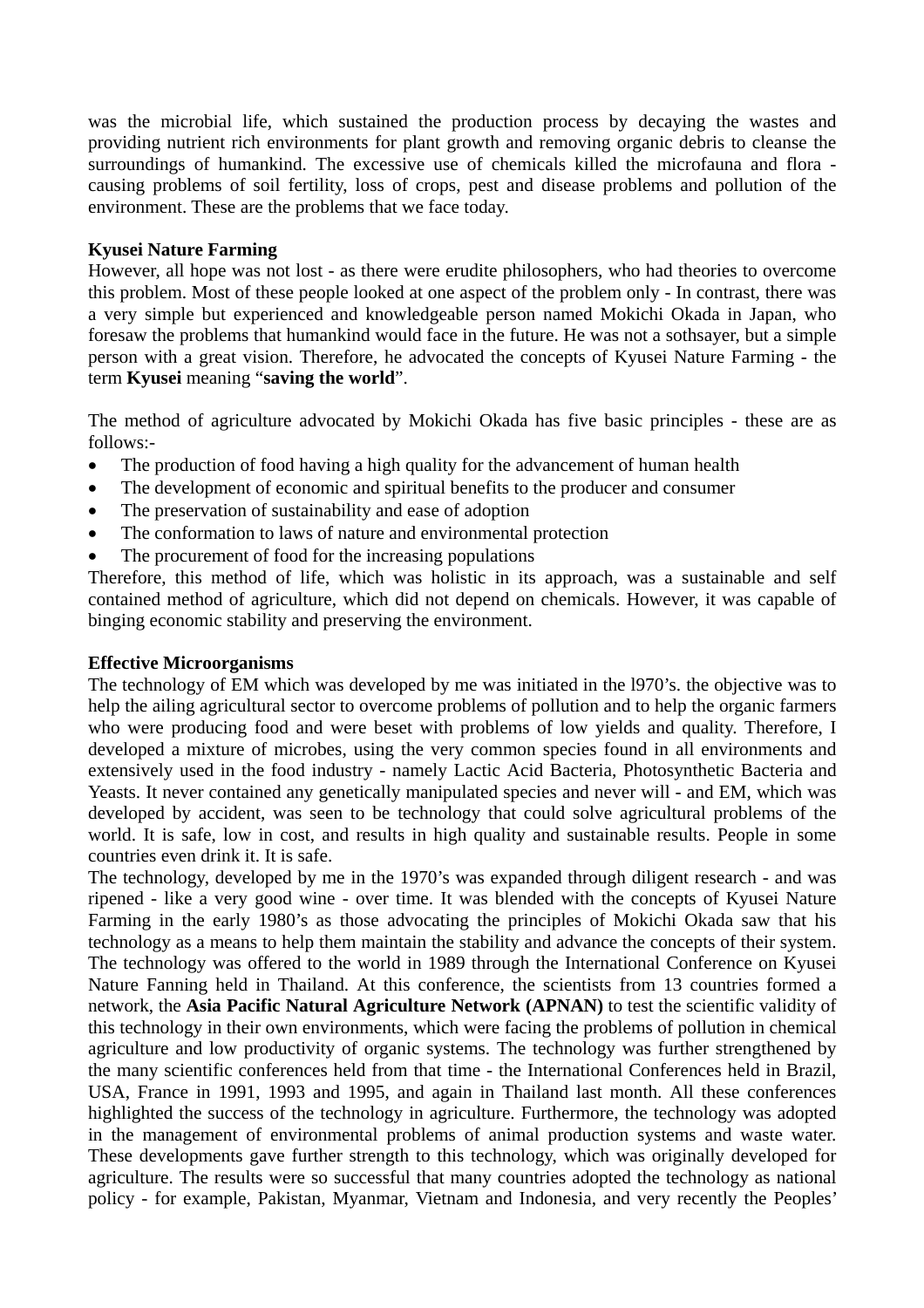was the microbial life, which sustained the production process by decaying the wastes and providing nutrient rich environments for plant growth and removing organic debris to cleanse the surroundings of humankind. The excessive use of chemicals killed the microfauna and flora - causing problems of soil fertility, loss of crops, pest and disease problems and pollution of the environment. These are the problems that we face today.

**Kyusei Nature Farming**
However, all hope was not lost - as there were erudite philosophers, who had theories to overcome this problem. Most of these people looked at one aspect of the problem only - In contrast, there was a very simple but experienced and knowledgeable person named Mokichi Okada in Japan, who foresaw the problems that humankind would face in the future. He was not a sothsayer, but a simple person with a great vision. Therefore, he advocated the concepts of Kyusei Nature Farming - the term **Kyusei** meaning "**saving the world**".

The method of agriculture advocated by Mokichi Okada has five basic principles - these are as follows:-

- The production of food having a high quality for the advancement of human health
- The development of economic and spiritual benefits to the producer and consumer
- The preservation of sustainability and ease of adoption
- The conformation to laws of nature and environmental protection
- The procurement of food for the increasing populations

Therefore, this method of life, which was holistic in its approach, was a sustainable and self contained method of agriculture, which did not depend on chemicals. However, it was capable of binging economic stability and preserving the environment.

**Effective Microorganisms**
The technology of EM which was developed by me was initiated in the l970's. the objective was to help the ailing agricultural sector to overcome problems of pollution and to help the organic farmers who were producing food and were beset with problems of low yields and quality. Therefore, I developed a mixture of microbes, using the very common species found in all environments and extensively used in the food industry - namely Lactic Acid Bacteria, Photosynthetic Bacteria and Yeasts. It never contained any genetically manipulated species and never will - and EM, which was developed by accident, was seen to be technology that could solve agricultural problems of the world. It is safe, low in cost, and results in high quality and sustainable results. People in some countries even drink it. It is safe.
The technology, developed by me in the 1970's was expanded through diligent research - and was ripened - like a very good wine - over time. It was blended with the concepts of Kyusei Nature Farming in the early 1980's as those advocating the principles of Mokichi Okada saw that his technology as a means to help them maintain the stability and advance the concepts of their system. The technology was offered to the world in 1989 through the International Conference on Kyusei Nature Fanning held in Thailand. At this conference, the scientists from 13 countries formed a network, the **Asia Pacific Natural Agriculture Network (APNAN)** to test the scientific validity of this technology in their own environments, which were facing the problems of pollution in chemical agriculture and low productivity of organic systems. The technology was further strengthened by the many scientific conferences held from that time - the International Conferences held in Brazil, USA, France in 1991, 1993 and 1995, and again in Thailand last month. All these conferences highlighted the success of the technology in agriculture. Furthermore, the technology was adopted in the management of environmental problems of animal production systems and waste water. These developments gave further strength to this technology, which was originally developed for agriculture. The results were so successful that many countries adopted the technology as national policy - for example, Pakistan, Myanmar, Vietnam and Indonesia, and very recently the Peoples'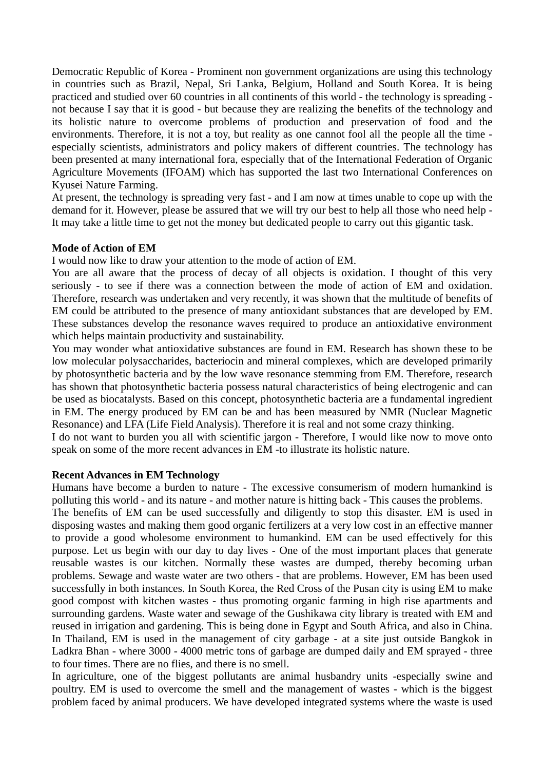Democratic Republic of Korea - Prominent non government organizations are using this technology in countries such as Brazil, Nepal, Sri Lanka, Belgium, Holland and South Korea. It is being practiced and studied over 60 countries in all continents of this world - the technology is spreading - not because I say that it is good - but because they are realizing the benefits of the technology and its holistic nature to overcome problems of production and preservation of food and the environments. Therefore, it is not a toy, but reality as one cannot fool all the people all the time - especially scientists, administrators and policy makers of different countries. The technology has been presented at many international fora, especially that of the International Federation of Organic Agriculture Movements (IFOAM) which has supported the last two International Conferences on Kyusei Nature Farming.

At present, the technology is spreading very fast - and I am now at times unable to cope up with the demand for it. However, please be assured that we will try our best to help all those who need help - It may take a little time to get not the money but dedicated people to carry out this gigantic task.

**Mode of Action of EM**

I would now like to draw your attention to the mode of action of EM.

You are all aware that the process of decay of all objects is oxidation. I thought of this very seriously - to see if there was a connection between the mode of action of EM and oxidation. Therefore, research was undertaken and very recently, it was shown that the multitude of benefits of EM could be attributed to the presence of many antioxidant substances that are developed by EM. These substances develop the resonance waves required to produce an antioxidative environment which helps maintain productivity and sustainability.

You may wonder what antioxidative substances are found in EM. Research has shown these to be low molecular polysaccharides, bacteriocin and mineral complexes, which are developed primarily by photosynthetic bacteria and by the low wave resonance stemming from EM. Therefore, research has shown that photosynthetic bacteria possess natural characteristics of being electrogenic and can be used as biocatalysts. Based on this concept, photosynthetic bacteria are a fundamental ingredient in EM. The energy produced by EM can be and has been measured by NMR (Nuclear Magnetic Resonance) and LFA (Life Field Analysis). Therefore it is real and not some crazy thinking.

I do not want to burden you all with scientific jargon - Therefore, I would like now to move onto speak on some of the more recent advances in EM -to illustrate its holistic nature.

**Recent Advances in EM Technology**

Humans have become a burden to nature - The excessive consumerism of modern humankind is polluting this world - and its nature - and mother nature is hitting back - This causes the problems.

The benefits of EM can be used successfully and diligently to stop this disaster. EM is used in disposing wastes and making them good organic fertilizers at a very low cost in an effective manner to provide a good wholesome environment to humankind. EM can be used effectively for this purpose. Let us begin with our day to day lives - One of the most important places that generate reusable wastes is our kitchen. Normally these wastes are dumped, thereby becoming urban problems. Sewage and waste water are two others - that are problems. However, EM has been used successfully in both instances. In South Korea, the Red Cross of the Pusan city is using EM to make good compost with kitchen wastes - thus promoting organic farming in high rise apartments and surrounding gardens. Waste water and sewage of the Gushikawa city library is treated with EM and reused in irrigation and gardening. This is being done in Egypt and South Africa, and also in China. In Thailand, EM is used in the management of city garbage - at a site just outside Bangkok in Ladkra Bhan - where 3000 - 4000 metric tons of garbage are dumped daily and EM sprayed - three to four times. There are no flies, and there is no smell.

In agriculture, one of the biggest pollutants are animal husbandry units -especially swine and poultry. EM is used to overcome the smell and the management of wastes - which is the biggest problem faced by animal producers. We have developed integrated systems where the waste is used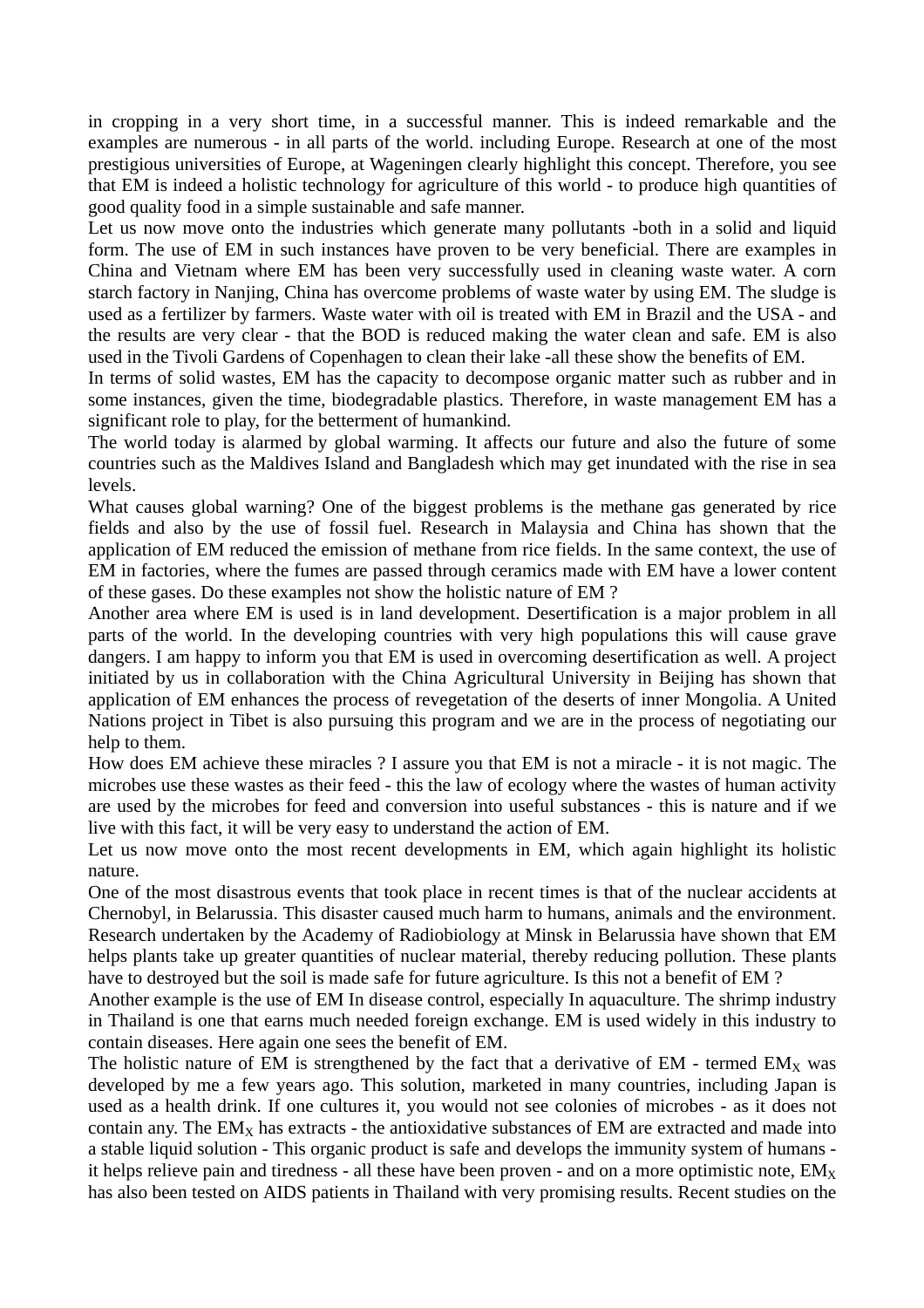in cropping in a very short time, in a successful manner. This is indeed remarkable and the examples are numerous - in all parts of the world. including Europe. Research at one of the most prestigious universities of Europe, at Wageningen clearly highlight this concept. Therefore, you see that EM is indeed a holistic technology for agriculture of this world - to produce high quantities of good quality food in a simple sustainable and safe manner.

Let us now move onto the industries which generate many pollutants -both in a solid and liquid form. The use of EM in such instances have proven to be very beneficial. There are examples in China and Vietnam where EM has been very successfully used in cleaning waste water. A corn starch factory in Nanjing, China has overcome problems of waste water by using EM. The sludge is used as a fertilizer by farmers. Waste water with oil is treated with EM in Brazil and the USA - and the results are very clear - that the BOD is reduced making the water clean and safe. EM is also used in the Tivoli Gardens of Copenhagen to clean their lake -all these show the benefits of EM.

In terms of solid wastes, EM has the capacity to decompose organic matter such as rubber and in some instances, given the time, biodegradable plastics. Therefore, in waste management EM has a significant role to play, for the betterment of humankind.

The world today is alarmed by global warming. It affects our future and also the future of some countries such as the Maldives Island and Bangladesh which may get inundated with the rise in sea levels.

What causes global warning? One of the biggest problems is the methane gas generated by rice fields and also by the use of fossil fuel. Research in Malaysia and China has shown that the application of EM reduced the emission of methane from rice fields. In the same context, the use of EM in factories, where the fumes are passed through ceramics made with EM have a lower content of these gases. Do these examples not show the holistic nature of EM ?

Another area where EM is used is in land development. Desertification is a major problem in all parts of the world. In the developing countries with very high populations this will cause grave dangers. I am happy to inform you that EM is used in overcoming desertification as well. A project initiated by us in collaboration with the China Agricultural University in Beijing has shown that application of EM enhances the process of revegetation of the deserts of inner Mongolia. A United Nations project in Tibet is also pursuing this program and we are in the process of negotiating our help to them.

How does EM achieve these miracles ? I assure you that EM is not a miracle - it is not magic. The microbes use these wastes as their feed - this the law of ecology where the wastes of human activity are used by the microbes for feed and conversion into useful substances - this is nature and if we live with this fact, it will be very easy to understand the action of EM.

Let us now move onto the most recent developments in EM, which again highlight its holistic nature.

One of the most disastrous events that took place in recent times is that of the nuclear accidents at Chernobyl, in Belarussia. This disaster caused much harm to humans, animals and the environment. Research undertaken by the Academy of Radiobiology at Minsk in Belarussia have shown that EM helps plants take up greater quantities of nuclear material, thereby reducing pollution. These plants have to destroyed but the soil is made safe for future agriculture. Is this not a benefit of EM ?

Another example is the use of EM In disease control, especially In aquaculture. The shrimp industry in Thailand is one that earns much needed foreign exchange. EM is used widely in this industry to contain diseases. Here again one sees the benefit of EM.

The holistic nature of EM is strengthened by the fact that a derivative of EM - termed $EM_X$ was developed by me a few years ago. This solution, marketed in many countries, including Japan is used as a health drink. If one cultures it, you would not see colonies of microbes - as it does not contain any. The $EM_X$ has extracts - the antioxidative substances of EM are extracted and made into a stable liquid solution - This organic product is safe and develops the immunity system of humans - it helps relieve pain and tiredness - all these have been proven - and on a more optimistic note, $EM_X$ has also been tested on AIDS patients in Thailand with very promising results. Recent studies on the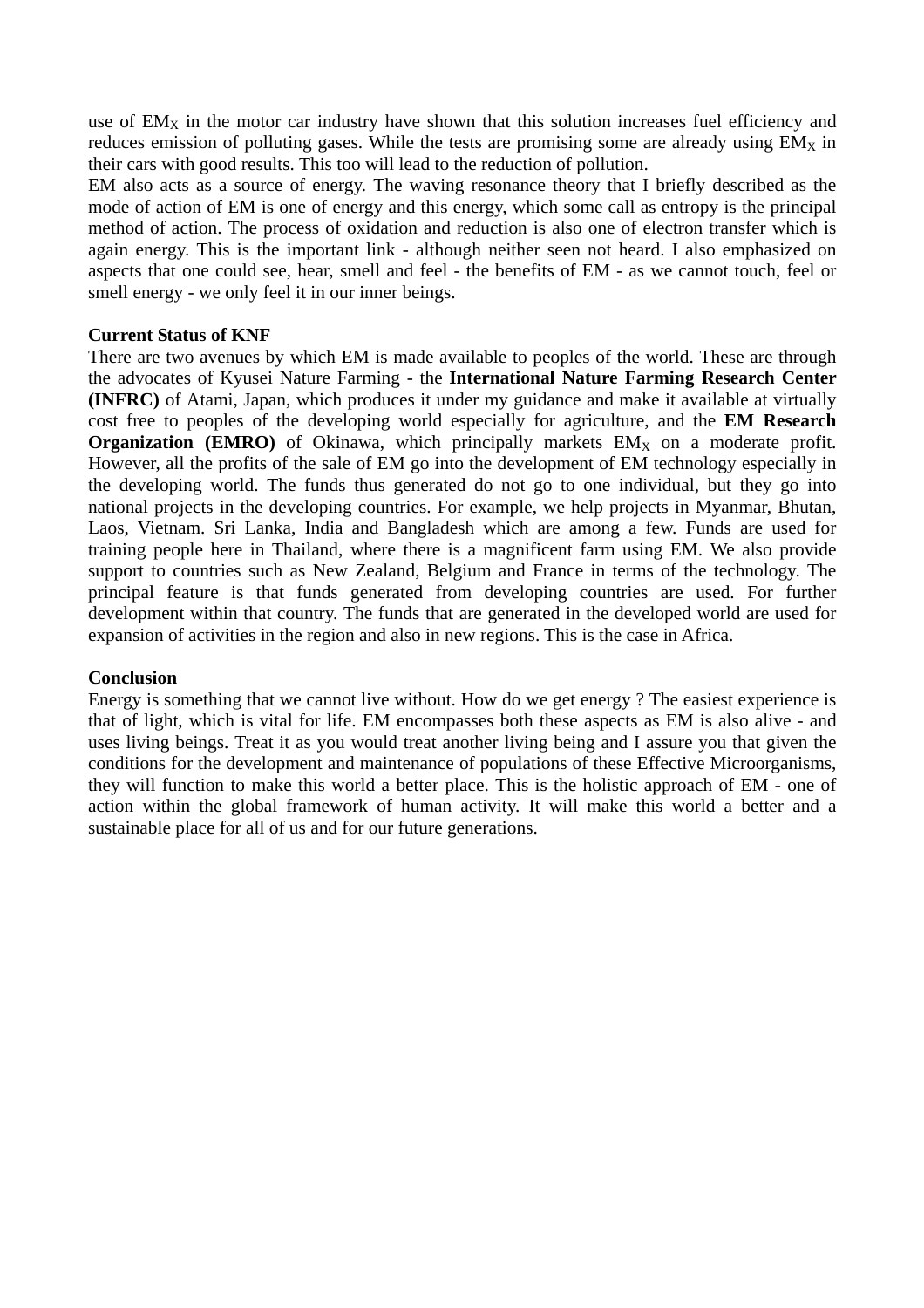use of $EM_X$ in the motor car industry have shown that this solution increases fuel efficiency and reduces emission of polluting gases. While the tests are promising some are already using $EM_X$ in their cars with good results. This too will lead to the reduction of pollution.

EM also acts as a source of energy. The waving resonance theory that I briefly described as the mode of action of EM is one of energy and this energy, which some call as entropy is the principal method of action. The process of oxidation and reduction is also one of electron transfer which is again energy. This is the important link - although neither seen not heard. I also emphasized on aspects that one could see, hear, smell and feel - the benefits of EM - as we cannot touch, feel or smell energy - we only feel it in our inner beings.

**Current Status of KNF**

There are two avenues by which EM is made available to peoples of the world. These are through the advocates of Kyusei Nature Farming - the **International Nature Farming Research Center (INFRC)** of Atami, Japan, which produces it under my guidance and make it available at virtually cost free to peoples of the developing world especially for agriculture, and the **EM Research Organization (EMRO)** of Okinawa, which principally markets $EM_X$ on a moderate profit. However, all the profits of the sale of EM go into the development of EM technology especially in the developing world. The funds thus generated do not go to one individual, but they go into national projects in the developing countries. For example, we help projects in Myanmar, Bhutan, Laos, Vietnam. Sri Lanka, India and Bangladesh which are among a few. Funds are used for training people here in Thailand, where there is a magnificent farm using EM. We also provide support to countries such as New Zealand, Belgium and France in terms of the technology. The principal feature is that funds generated from developing countries are used. For further development within that country. The funds that are generated in the developed world are used for expansion of activities in the region and also in new regions. This is the case in Africa.

**Conclusion**

Energy is something that we cannot live without. How do we get energy ? The easiest experience is that of light, which is vital for life. EM encompasses both these aspects as EM is also alive - and uses living beings. Treat it as you would treat another living being and I assure you that given the conditions for the development and maintenance of populations of these Effective Microorganisms, they will function to make this world a better place. This is the holistic approach of EM - one of action within the global framework of human activity. It will make this world a better and a sustainable place for all of us and for our future generations.